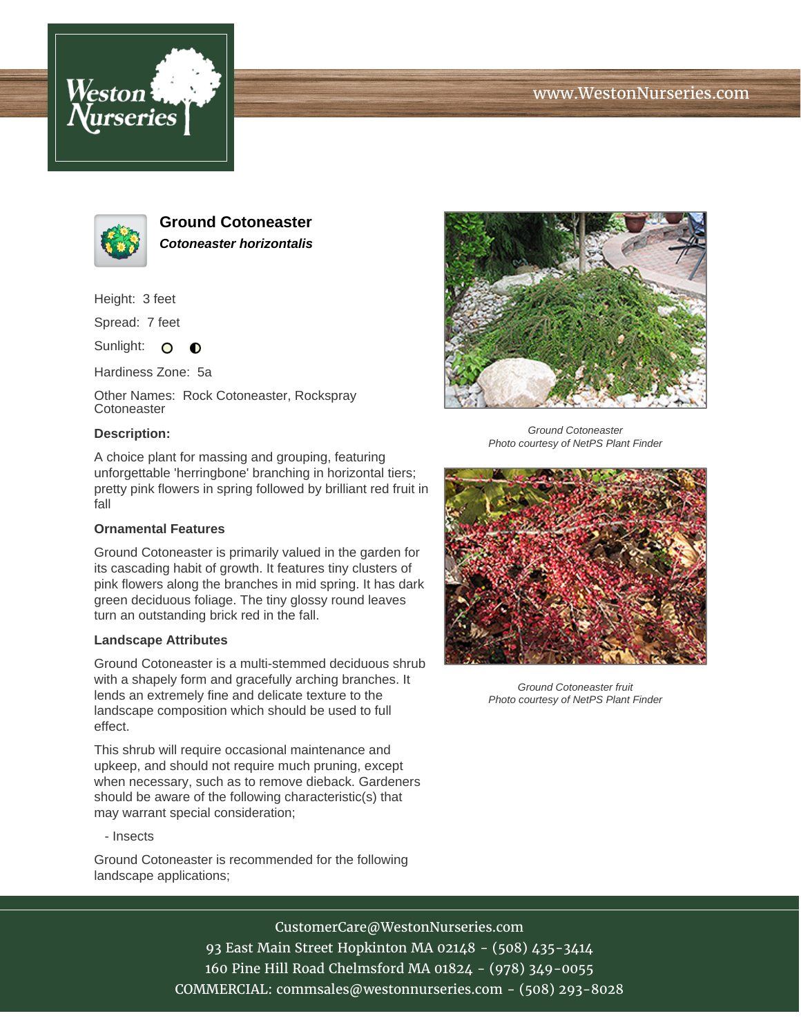# Ground Cotoneaster

***Cotoneaster horizontalis***

Height: 3 feet

Spread: 7 feet

Sunlight:

Hardiness Zone: 5a

Other Names: Rock Cotoneaster, Rockspray Cotoneaster

**Description:**

A choice plant for massing and grouping, featuring unforgettable 'herringbone' branching in horizontal tiers; pretty pink flowers in spring followed by brilliant red fruit in fall

### Ornamental Features

Ground Cotoneaster is primarily valued in the garden for its cascading habit of growth. It features tiny clusters of pink flowers along the branches in mid spring. It has dark green deciduous foliage. The tiny glossy round leaves turn an outstanding brick red in the fall.

### Landscape Attributes

Ground Cotoneaster is a multi-stemmed deciduous shrub with a shapely form and gracefully arching branches. It lends an extremely fine and delicate texture to the landscape composition which should be used to full effect.

This shrub will require occasional maintenance and upkeep, and should not require much pruning, except when necessary, such as to remove dieback. Gardeners should be aware of the following characteristic(s) that may warrant special consideration;

- Insects

Ground Cotoneaster is recommended for the following landscape applications;

*Ground Cotoneaster*
*Photo courtesy of NetPS Plant Finder*

*Ground Cotoneaster fruit*
*Photo courtesy of NetPS Plant Finder*

CustomerCare@WestonNurseries.com
93 East Main Street Hopkinton MA 02148 - (508) 435-3414
160 Pine Hill Road Chelmsford MA 01824 - (978) 349-0055
COMMERCIAL: commsales@westonnurseries.com - (508) 293-8028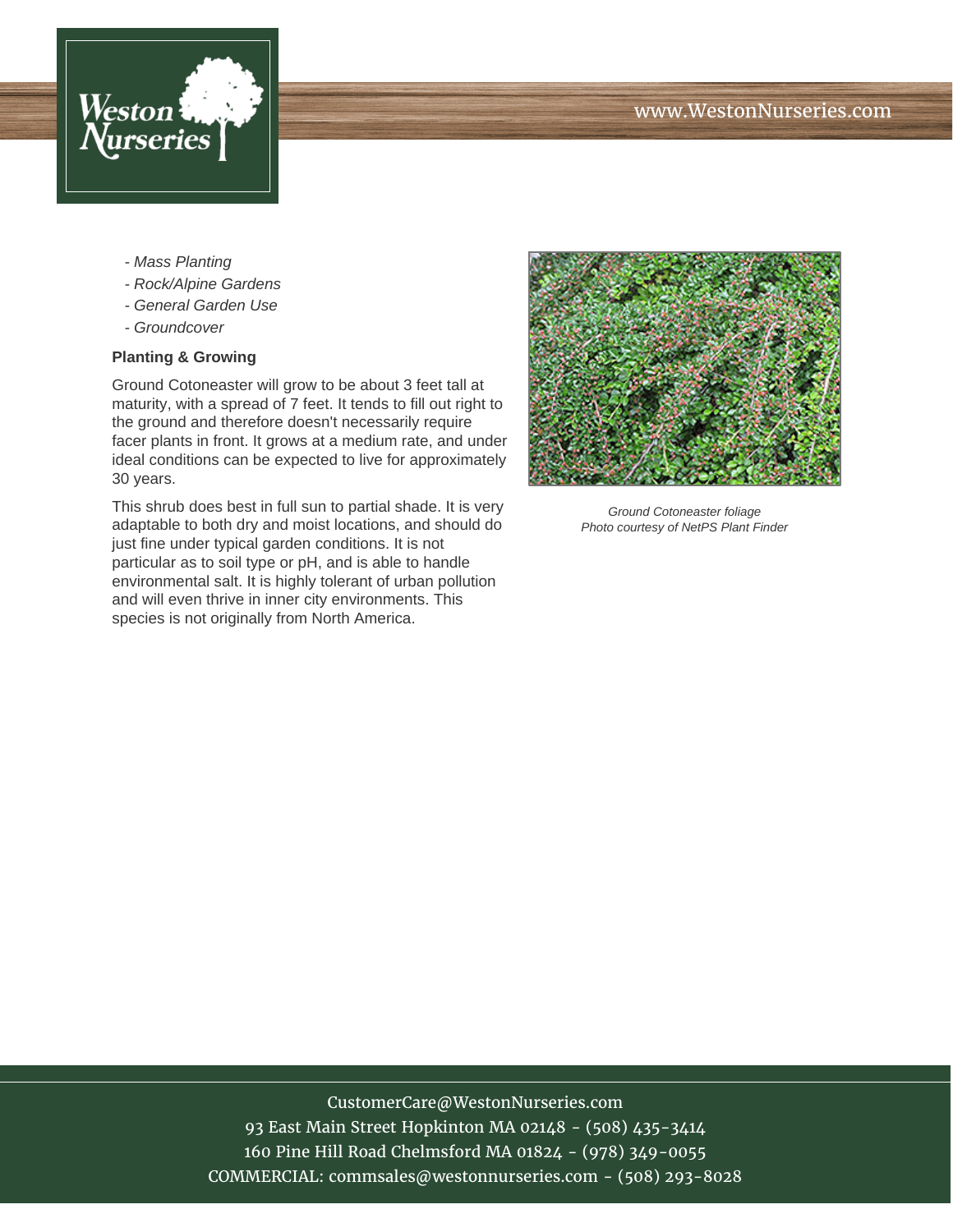- *Mass Planting*
- *Rock/Alpine Gardens*
- *General Garden Use*
- *Groundcover*

**Planting & Growing**

Ground Cotoneaster will grow to be about 3 feet tall at maturity, with a spread of 7 feet. It tends to fill out right to the ground and therefore doesn't necessarily require facer plants in front. It grows at a medium rate, and under ideal conditions can be expected to live for approximately 30 years.

This shrub does best in full sun to partial shade. It is very adaptable to both dry and moist locations, and should do just fine under typical garden conditions. It is not particular as to soil type or pH, and is able to handle environmental salt. It is highly tolerant of urban pollution and will even thrive in inner city environments. This species is not originally from North America.

*Ground Cotoneaster foliage*
*Photo courtesy of NetPS Plant Finder*